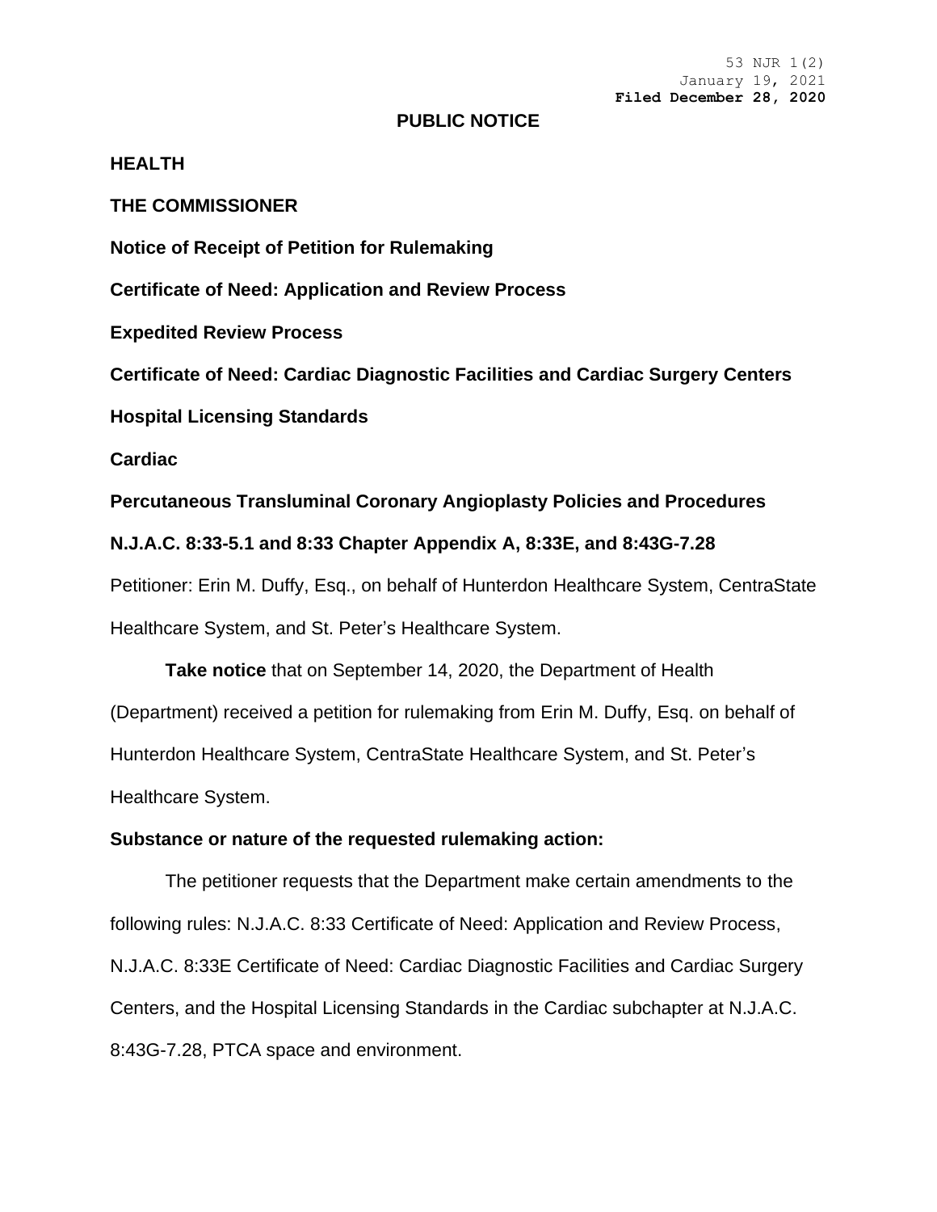53 NJR 1(2)
January 19, 2021
**Filed December 28, 2020**

# PUBLIC NOTICE

**HEALTH**

**THE COMMISSIONER**

**Notice of Receipt of Petition for Rulemaking**

**Certificate of Need: Application and Review Process**

**Expedited Review Process**

**Certificate of Need: Cardiac Diagnostic Facilities and Cardiac Surgery Centers**

**Hospital Licensing Standards**

**Cardiac**

**Percutaneous Transluminal Coronary Angioplasty Policies and Procedures**

**N.J.A.C. 8:33-5.1 and 8:33 Chapter Appendix A, 8:33E, and 8:43G-7.28**

Petitioner: Erin M. Duffy, Esq., on behalf of Hunterdon Healthcare System, CentraState Healthcare System, and St. Peter's Healthcare System.

**Take notice** that on September 14, 2020, the Department of Health (Department) received a petition for rulemaking from Erin M. Duffy, Esq. on behalf of Hunterdon Healthcare System, CentraState Healthcare System, and St. Peter's Healthcare System.

**Substance or nature of the requested rulemaking action:**

The petitioner requests that the Department make certain amendments to the following rules: N.J.A.C. 8:33 Certificate of Need: Application and Review Process, N.J.A.C. 8:33E Certificate of Need: Cardiac Diagnostic Facilities and Cardiac Surgery Centers, and the Hospital Licensing Standards in the Cardiac subchapter at N.J.A.C. 8:43G-7.28, PTCA space and environment.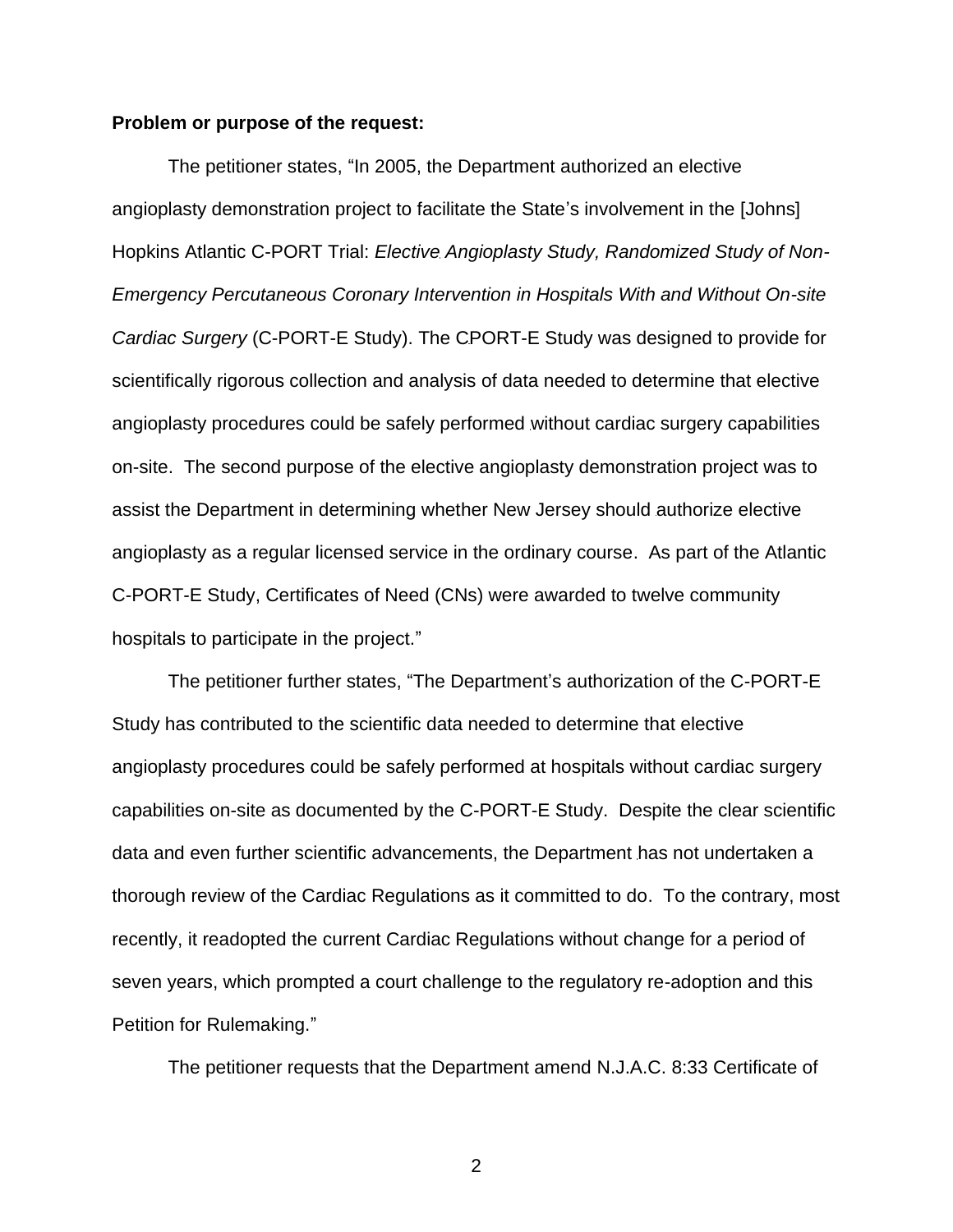**Problem or purpose of the request:**

The petitioner states, "In 2005, the Department authorized an elective angioplasty demonstration project to facilitate the State's involvement in the [Johns] Hopkins Atlantic C-PORT Trial: *Elective Angioplasty Study, Randomized Study of Non-Emergency Percutaneous Coronary Intervention in Hospitals With and Without On-site Cardiac Surgery* (C-PORT-E Study). The CPORT-E Study was designed to provide for scientifically rigorous collection and analysis of data needed to determine that elective angioplasty procedures could be safely performed without cardiac surgery capabilities on-site. The second purpose of the elective angioplasty demonstration project was to assist the Department in determining whether New Jersey should authorize elective angioplasty as a regular licensed service in the ordinary course. As part of the Atlantic C-PORT-E Study, Certificates of Need (CNs) were awarded to twelve community hospitals to participate in the project."

The petitioner further states, "The Department's authorization of the C-PORT-E Study has contributed to the scientific data needed to determine that elective angioplasty procedures could be safely performed at hospitals without cardiac surgery capabilities on-site as documented by the C-PORT-E Study. Despite the clear scientific data and even further scientific advancements, the Department has not undertaken a thorough review of the Cardiac Regulations as it committed to do. To the contrary, most recently, it readopted the current Cardiac Regulations without change for a period of seven years, which prompted a court challenge to the regulatory re-adoption and this Petition for Rulemaking."

The petitioner requests that the Department amend N.J.A.C. 8:33 Certificate of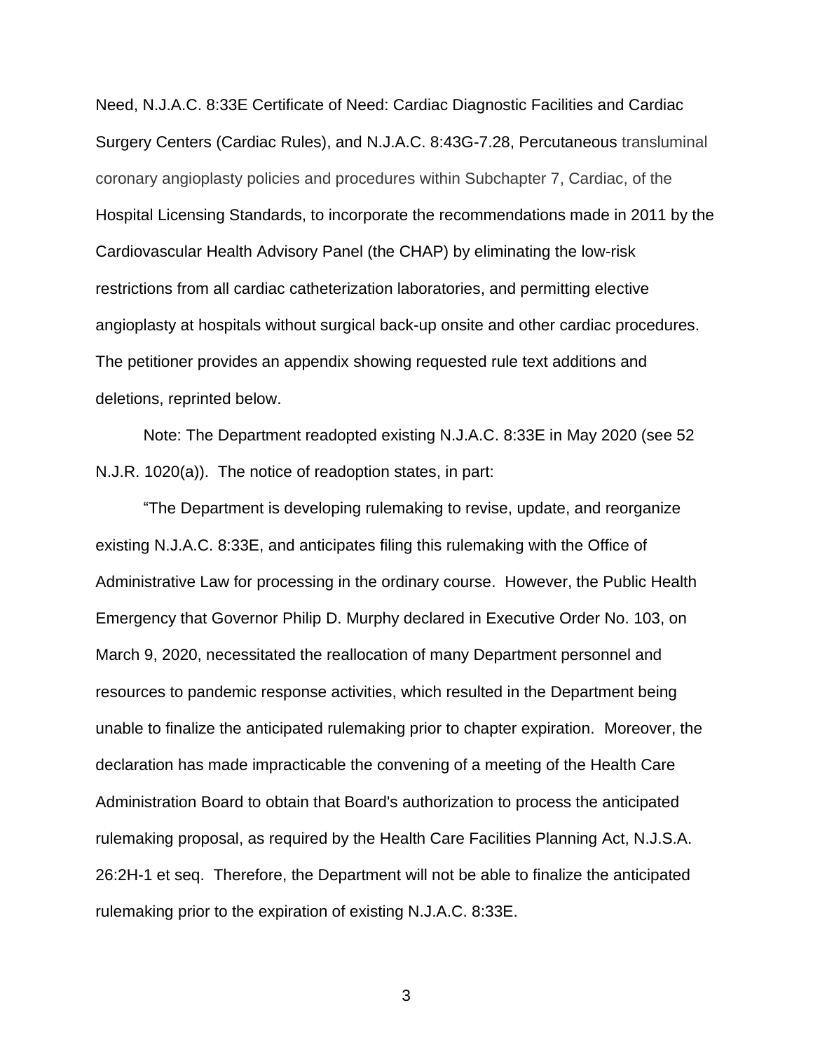Need, N.J.A.C. 8:33E Certificate of Need: Cardiac Diagnostic Facilities and Cardiac Surgery Centers (Cardiac Rules), and N.J.A.C. 8:43G-7.28, Percutaneous transluminal coronary angioplasty policies and procedures within Subchapter 7, Cardiac, of the Hospital Licensing Standards, to incorporate the recommendations made in 2011 by the Cardiovascular Health Advisory Panel (the CHAP) by eliminating the low-risk restrictions from all cardiac catheterization laboratories, and permitting elective angioplasty at hospitals without surgical back-up onsite and other cardiac procedures. The petitioner provides an appendix showing requested rule text additions and deletions, reprinted below.

Note: The Department readopted existing N.J.A.C. 8:33E in May 2020 (see 52 N.J.R. 1020(a)). The notice of readoption states, in part:

"The Department is developing rulemaking to revise, update, and reorganize existing N.J.A.C. 8:33E, and anticipates filing this rulemaking with the Office of Administrative Law for processing in the ordinary course. However, the Public Health Emergency that Governor Philip D. Murphy declared in Executive Order No. 103, on March 9, 2020, necessitated the reallocation of many Department personnel and resources to pandemic response activities, which resulted in the Department being unable to finalize the anticipated rulemaking prior to chapter expiration. Moreover, the declaration has made impracticable the convening of a meeting of the Health Care Administration Board to obtain that Board's authorization to process the anticipated rulemaking proposal, as required by the Health Care Facilities Planning Act, N.J.S.A. 26:2H-1 et seq. Therefore, the Department will not be able to finalize the anticipated rulemaking prior to the expiration of existing N.J.A.C. 8:33E.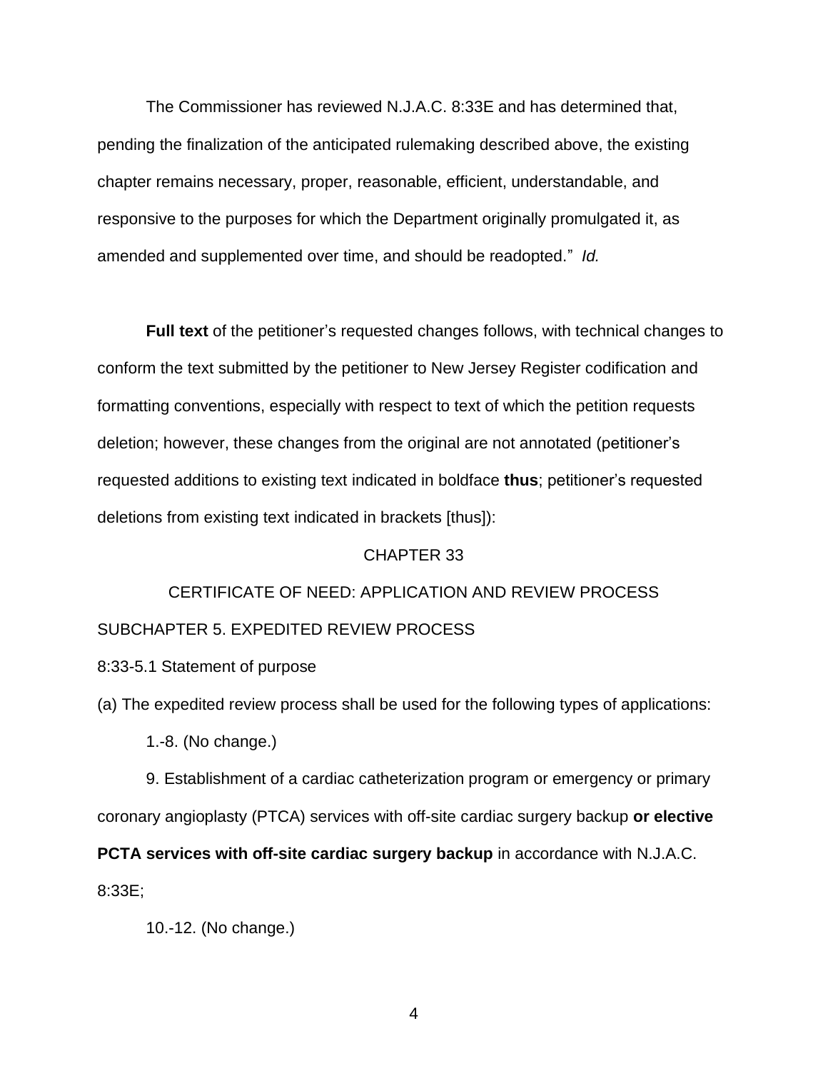The Commissioner has reviewed N.J.A.C. 8:33E and has determined that, pending the finalization of the anticipated rulemaking described above, the existing chapter remains necessary, proper, reasonable, efficient, understandable, and responsive to the purposes for which the Department originally promulgated it, as amended and supplemented over time, and should be readopted." *Id.*

**Full text** of the petitioner's requested changes follows, with technical changes to conform the text submitted by the petitioner to New Jersey Register codification and formatting conventions, especially with respect to text of which the petition requests deletion; however, these changes from the original are not annotated (petitioner's requested additions to existing text indicated in boldface **thus**; petitioner's requested deletions from existing text indicated in brackets [thus]):

CHAPTER 33

CERTIFICATE OF NEED: APPLICATION AND REVIEW PROCESS

SUBCHAPTER 5. EXPEDITED REVIEW PROCESS

8:33-5.1 Statement of purpose

(a) The expedited review process shall be used for the following types of applications:

1.-8. (No change.)

9. Establishment of a cardiac catheterization program or emergency or primary coronary angioplasty (PTCA) services with off-site cardiac surgery backup **or elective PCTA services with off-site cardiac surgery backup** in accordance with N.J.A.C. 8:33E;

10.-12. (No change.)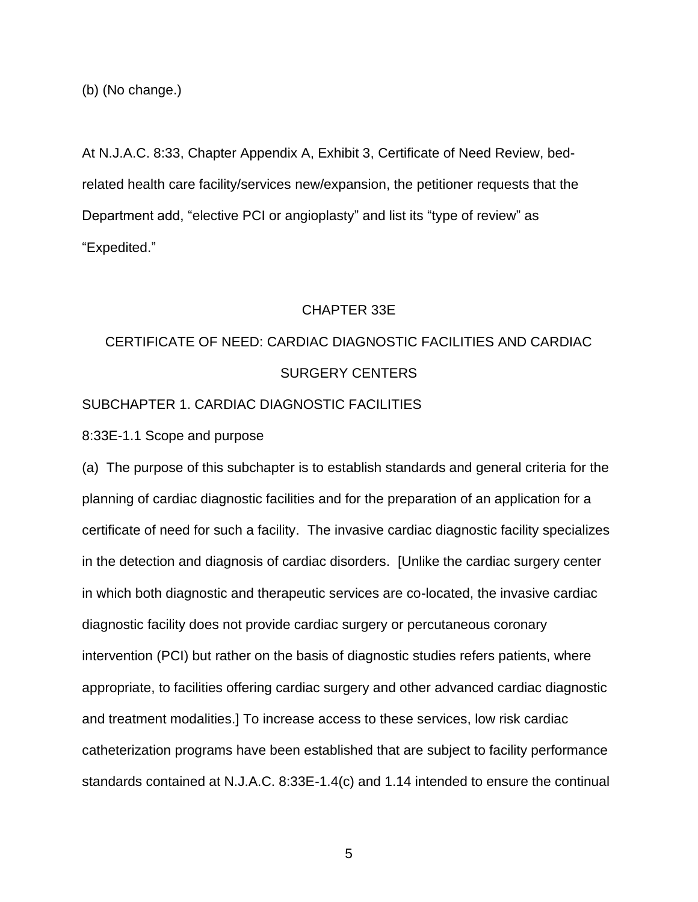(b) (No change.)

At N.J.A.C. 8:33, Chapter Appendix A, Exhibit 3, Certificate of Need Review, bed-related health care facility/services new/expansion, the petitioner requests that the Department add, "elective PCI or angioplasty" and list its "type of review" as "Expedited."

CHAPTER 33E

CERTIFICATE OF NEED: CARDIAC DIAGNOSTIC FACILITIES AND CARDIAC SURGERY CENTERS

SUBCHAPTER 1. CARDIAC DIAGNOSTIC FACILITIES

8:33E-1.1 Scope and purpose

(a) The purpose of this subchapter is to establish standards and general criteria for the planning of cardiac diagnostic facilities and for the preparation of an application for a certificate of need for such a facility. The invasive cardiac diagnostic facility specializes in the detection and diagnosis of cardiac disorders. [Unlike the cardiac surgery center in which both diagnostic and therapeutic services are co-located, the invasive cardiac diagnostic facility does not provide cardiac surgery or percutaneous coronary intervention (PCI) but rather on the basis of diagnostic studies refers patients, where appropriate, to facilities offering cardiac surgery and other advanced cardiac diagnostic and treatment modalities.] To increase access to these services, low risk cardiac catheterization programs have been established that are subject to facility performance standards contained at N.J.A.C. 8:33E-1.4(c) and 1.14 intended to ensure the continual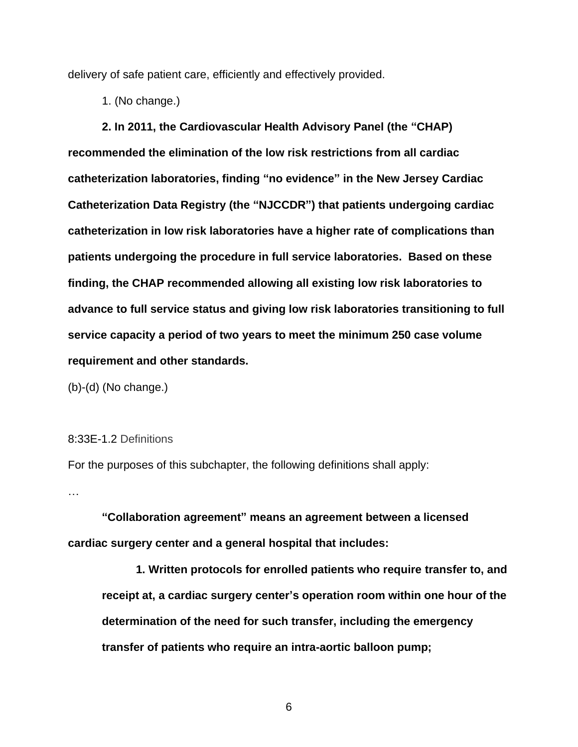delivery of safe patient care, efficiently and effectively provided.

1. (No change.)

**2. In 2011, the Cardiovascular Health Advisory Panel (the "CHAP) recommended the elimination of the low risk restrictions from all cardiac catheterization laboratories, finding "no evidence" in the New Jersey Cardiac Catheterization Data Registry (the "NJCCDR") that patients undergoing cardiac catheterization in low risk laboratories have a higher rate of complications than patients undergoing the procedure in full service laboratories. Based on these finding, the CHAP recommended allowing all existing low risk laboratories to advance to full service status and giving low risk laboratories transitioning to full service capacity a period of two years to meet the minimum 250 case volume requirement and other standards.**

(b)-(d) (No change.)

8:33E-1.2 Definitions

For the purposes of this subchapter, the following definitions shall apply:

…

**"Collaboration agreement" means an agreement between a licensed cardiac surgery center and a general hospital that includes:**

**1. Written protocols for enrolled patients who require transfer to, and receipt at, a cardiac surgery center's operation room within one hour of the determination of the need for such transfer, including the emergency transfer of patients who require an intra-aortic balloon pump;**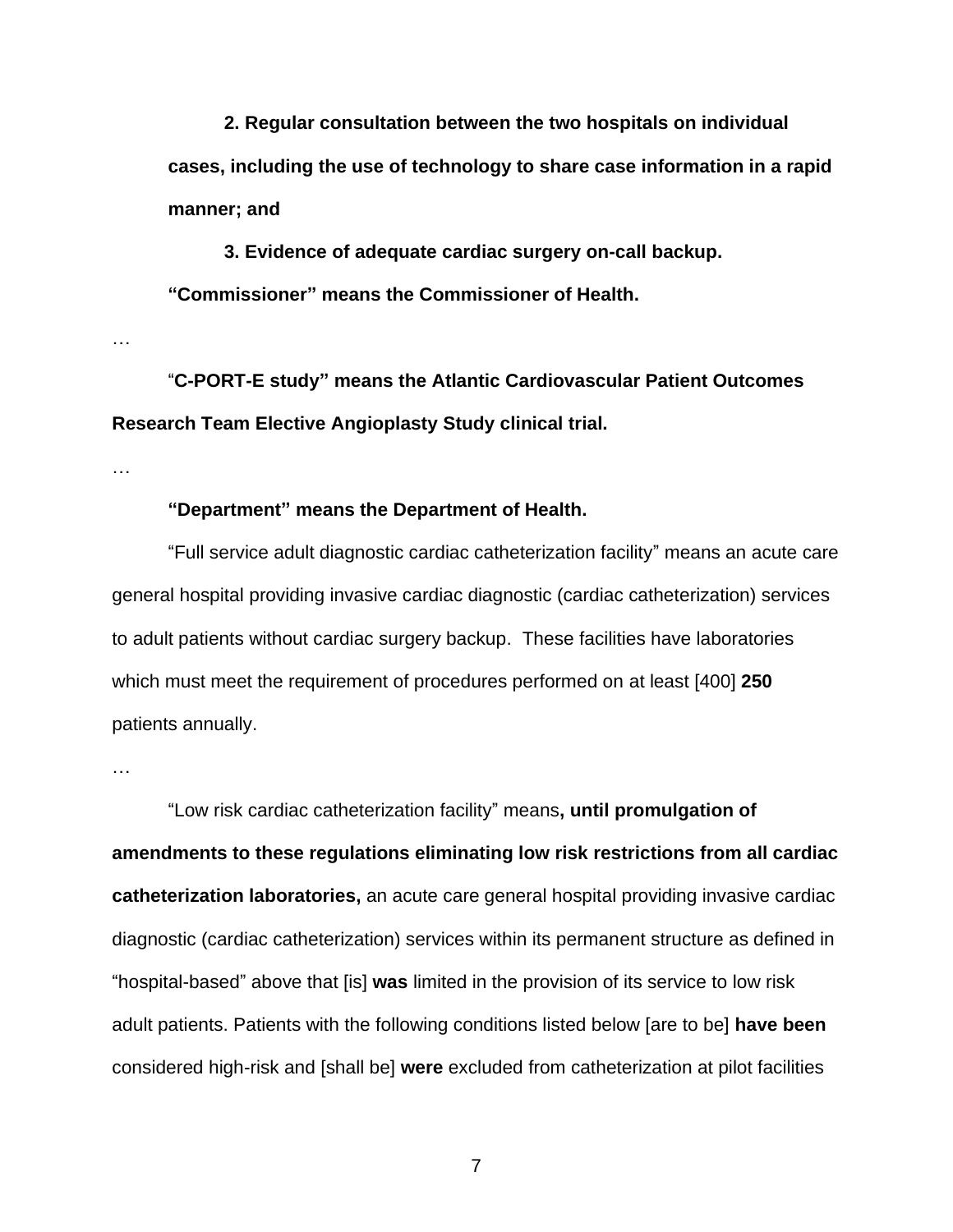**2. Regular consultation between the two hospitals on individual cases, including the use of technology to share case information in a rapid manner; and**

**3. Evidence of adequate cardiac surgery on-call backup.**

**"Commissioner" means the Commissioner of Health.**

…

"**C-PORT-E study" means the Atlantic Cardiovascular Patient Outcomes Research Team Elective Angioplasty Study clinical trial.**

…

**"Department" means the Department of Health.**

"Full service adult diagnostic cardiac catheterization facility" means an acute care general hospital providing invasive cardiac diagnostic (cardiac catheterization) services to adult patients without cardiac surgery backup. These facilities have laboratories which must meet the requirement of procedures performed on at least [400] **250** patients annually.

…

"Low risk cardiac catheterization facility" means**, until promulgation of amendments to these regulations eliminating low risk restrictions from all cardiac catheterization laboratories,** an acute care general hospital providing invasive cardiac diagnostic (cardiac catheterization) services within its permanent structure as defined in "hospital-based" above that [is] **was** limited in the provision of its service to low risk adult patients. Patients with the following conditions listed below [are to be] **have been** considered high-risk and [shall be] **were** excluded from catheterization at pilot facilities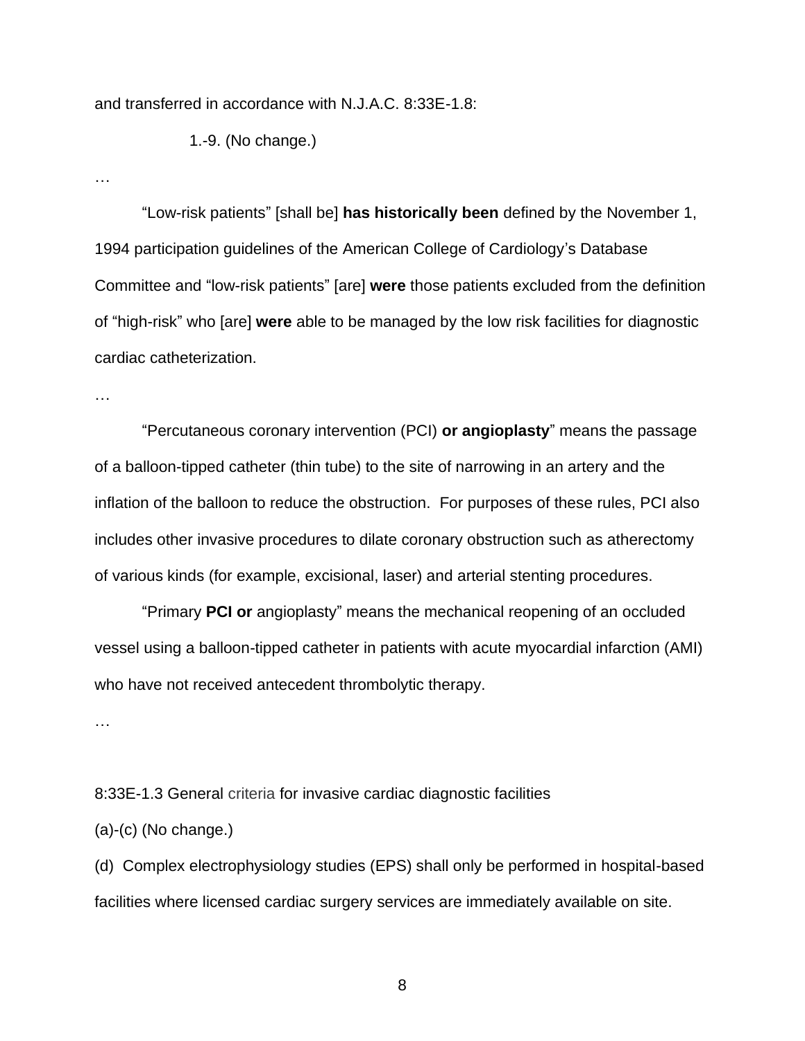and transferred in accordance with N.J.A.C. 8:33E-1.8:

1.-9. (No change.)

…

"Low-risk patients" [shall be] **has historically been** defined by the November 1, 1994 participation guidelines of the American College of Cardiology's Database Committee and "low-risk patients" [are] **were** those patients excluded from the definition of "high-risk" who [are] **were** able to be managed by the low risk facilities for diagnostic cardiac catheterization.

…

"Percutaneous coronary intervention (PCI) **or angioplasty**" means the passage of a balloon-tipped catheter (thin tube) to the site of narrowing in an artery and the inflation of the balloon to reduce the obstruction. For purposes of these rules, PCI also includes other invasive procedures to dilate coronary obstruction such as atherectomy of various kinds (for example, excisional, laser) and arterial stenting procedures.

"Primary **PCI or** angioplasty" means the mechanical reopening of an occluded vessel using a balloon-tipped catheter in patients with acute myocardial infarction (AMI) who have not received antecedent thrombolytic therapy.

…

8:33E-1.3 General criteria for invasive cardiac diagnostic facilities

(a)-(c) (No change.)

(d) Complex electrophysiology studies (EPS) shall only be performed in hospital-based facilities where licensed cardiac surgery services are immediately available on site.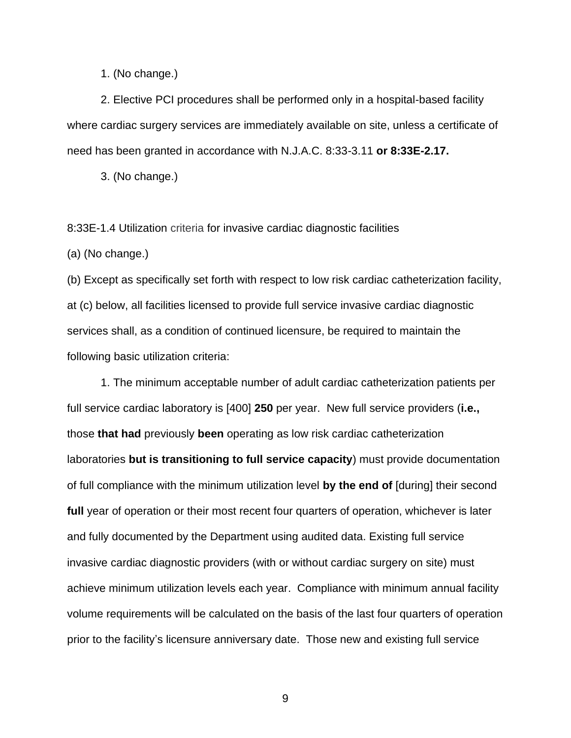1. (No change.)

2. Elective PCI procedures shall be performed only in a hospital-based facility where cardiac surgery services are immediately available on site, unless a certificate of need has been granted in accordance with N.J.A.C. 8:33-3.11 **or 8:33E-2.17.**

3. (No change.)

8:33E-1.4 Utilization criteria for invasive cardiac diagnostic facilities

(a) (No change.)

(b) Except as specifically set forth with respect to low risk cardiac catheterization facility, at (c) below, all facilities licensed to provide full service invasive cardiac diagnostic services shall, as a condition of continued licensure, be required to maintain the following basic utilization criteria:

1. The minimum acceptable number of adult cardiac catheterization patients per full service cardiac laboratory is [400] **250** per year. New full service providers (**i.e.,** those **that had** previously **been** operating as low risk cardiac catheterization laboratories **but is transitioning to full service capacity**) must provide documentation of full compliance with the minimum utilization level **by the end of** [during] their second **full** year of operation or their most recent four quarters of operation, whichever is later and fully documented by the Department using audited data. Existing full service invasive cardiac diagnostic providers (with or without cardiac surgery on site) must achieve minimum utilization levels each year. Compliance with minimum annual facility volume requirements will be calculated on the basis of the last four quarters of operation prior to the facility's licensure anniversary date. Those new and existing full service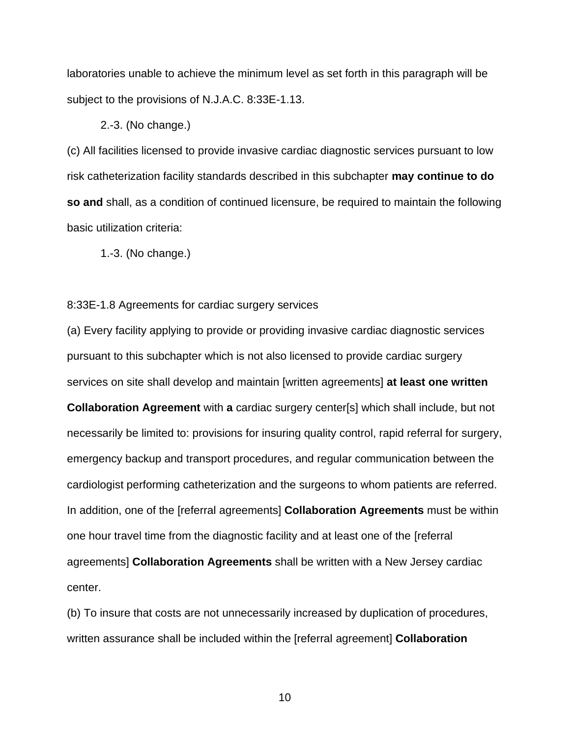laboratories unable to achieve the minimum level as set forth in this paragraph will be subject to the provisions of N.J.A.C. 8:33E-1.13.

2.-3. (No change.)

(c) All facilities licensed to provide invasive cardiac diagnostic services pursuant to low risk catheterization facility standards described in this subchapter **may continue to do so and** shall, as a condition of continued licensure, be required to maintain the following basic utilization criteria:

1.-3. (No change.)

8:33E-1.8 Agreements for cardiac surgery services

(a) Every facility applying to provide or providing invasive cardiac diagnostic services pursuant to this subchapter which is not also licensed to provide cardiac surgery services on site shall develop and maintain [written agreements] **at least one written Collaboration Agreement** with **a** cardiac surgery center[s] which shall include, but not necessarily be limited to: provisions for insuring quality control, rapid referral for surgery, emergency backup and transport procedures, and regular communication between the cardiologist performing catheterization and the surgeons to whom patients are referred. In addition, one of the [referral agreements] **Collaboration Agreements** must be within one hour travel time from the diagnostic facility and at least one of the [referral agreements] **Collaboration Agreements** shall be written with a New Jersey cardiac center.

(b) To insure that costs are not unnecessarily increased by duplication of procedures, written assurance shall be included within the [referral agreement] **Collaboration**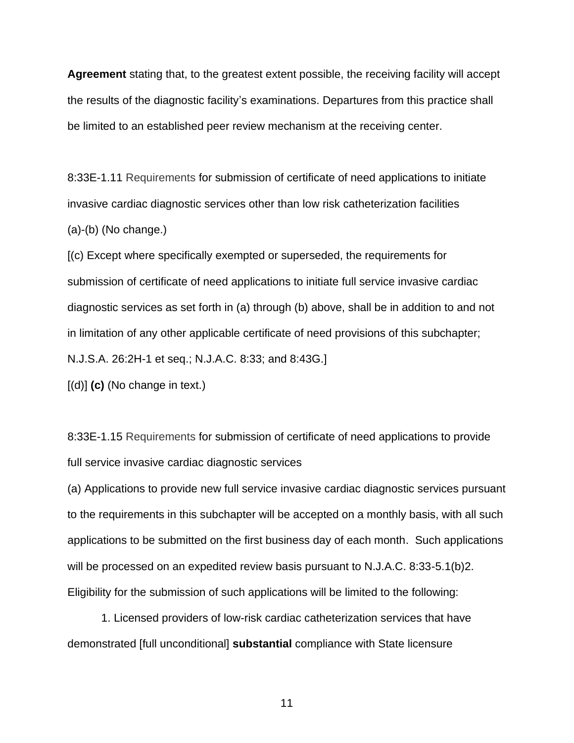**Agreement** stating that, to the greatest extent possible, the receiving facility will accept the results of the diagnostic facility's examinations. Departures from this practice shall be limited to an established peer review mechanism at the receiving center.

8:33E-1.11 Requirements for submission of certificate of need applications to initiate invasive cardiac diagnostic services other than low risk catheterization facilities

(a)-(b) (No change.)

[(c) Except where specifically exempted or superseded, the requirements for submission of certificate of need applications to initiate full service invasive cardiac diagnostic services as set forth in (a) through (b) above, shall be in addition to and not in limitation of any other applicable certificate of need provisions of this subchapter; N.J.S.A. 26:2H-1 et seq.; N.J.A.C. 8:33; and 8:43G.]

[(d)] **(c)** (No change in text.)

8:33E-1.15 Requirements for submission of certificate of need applications to provide full service invasive cardiac diagnostic services

(a) Applications to provide new full service invasive cardiac diagnostic services pursuant to the requirements in this subchapter will be accepted on a monthly basis, with all such applications to be submitted on the first business day of each month. Such applications will be processed on an expedited review basis pursuant to N.J.A.C. 8:33-5.1(b)2. Eligibility for the submission of such applications will be limited to the following:

1. Licensed providers of low-risk cardiac catheterization services that have demonstrated [full unconditional] **substantial** compliance with State licensure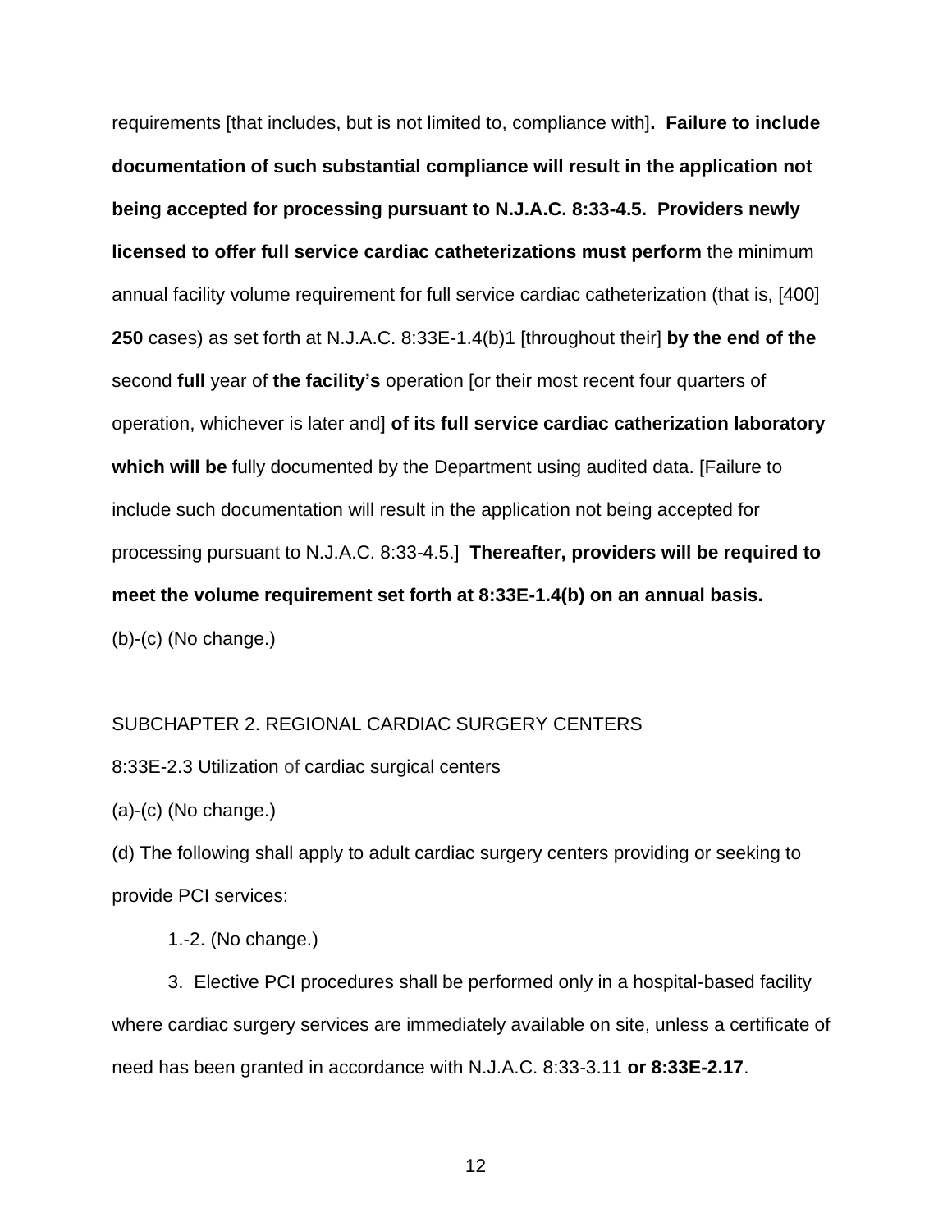requirements [that includes, but is not limited to, compliance with]**. Failure to include documentation of such substantial compliance will result in the application not being accepted for processing pursuant to N.J.A.C. 8:33-4.5. Providers newly licensed to offer full service cardiac catheterizations must perform** the minimum annual facility volume requirement for full service cardiac catheterization (that is, [400] **250** cases) as set forth at N.J.A.C. 8:33E-1.4(b)1 [throughout their] **by the end of the** second **full** year of **the facility's** operation [or their most recent four quarters of operation, whichever is later and] **of its full service cardiac catherization laboratory which will be** fully documented by the Department using audited data. [Failure to include such documentation will result in the application not being accepted for processing pursuant to N.J.A.C. 8:33-4.5.] **Thereafter, providers will be required to meet the volume requirement set forth at 8:33E-1.4(b) on an annual basis.**

(b)-(c) (No change.)

SUBCHAPTER 2. REGIONAL CARDIAC SURGERY CENTERS

8:33E-2.3 Utilization of cardiac surgical centers

(a)-(c) (No change.)

(d) The following shall apply to adult cardiac surgery centers providing or seeking to provide PCI services:

1.-2. (No change.)

3. Elective PCI procedures shall be performed only in a hospital-based facility where cardiac surgery services are immediately available on site, unless a certificate of need has been granted in accordance with N.J.A.C. 8:33-3.11 **or 8:33E-2.17**.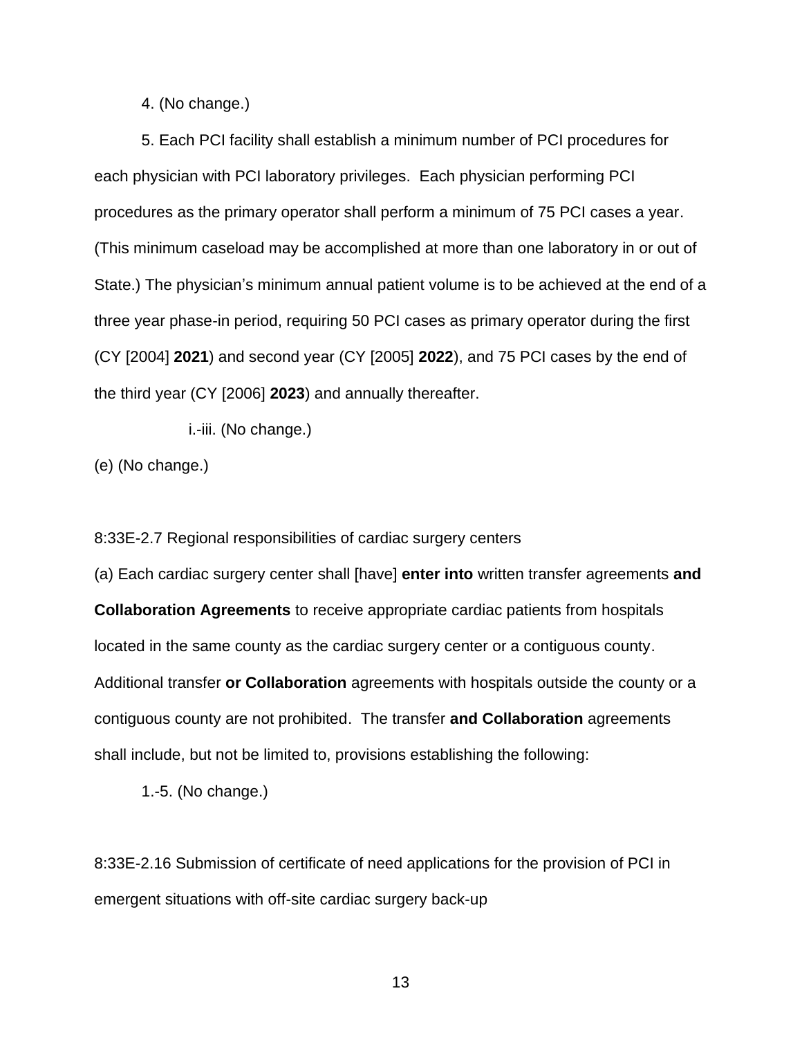4. (No change.)

5. Each PCI facility shall establish a minimum number of PCI procedures for each physician with PCI laboratory privileges.  Each physician performing PCI procedures as the primary operator shall perform a minimum of 75 PCI cases a year. (This minimum caseload may be accomplished at more than one laboratory in or out of State.) The physician's minimum annual patient volume is to be achieved at the end of a three year phase-in period, requiring 50 PCI cases as primary operator during the first (CY [2004] **2021**) and second year (CY [2005] **2022**), and 75 PCI cases by the end of the third year (CY [2006] **2023**) and annually thereafter.

i.-iii. (No change.)

(e) (No change.)

8:33E-2.7 Regional responsibilities of cardiac surgery centers

(a) Each cardiac surgery center shall [have] **enter into** written transfer agreements **and Collaboration Agreements** to receive appropriate cardiac patients from hospitals located in the same county as the cardiac surgery center or a contiguous county. Additional transfer **or Collaboration** agreements with hospitals outside the county or a contiguous county are not prohibited.  The transfer **and Collaboration** agreements shall include, but not be limited to, provisions establishing the following:

1.-5. (No change.)

8:33E-2.16 Submission of certificate of need applications for the provision of PCI in emergent situations with off-site cardiac surgery back-up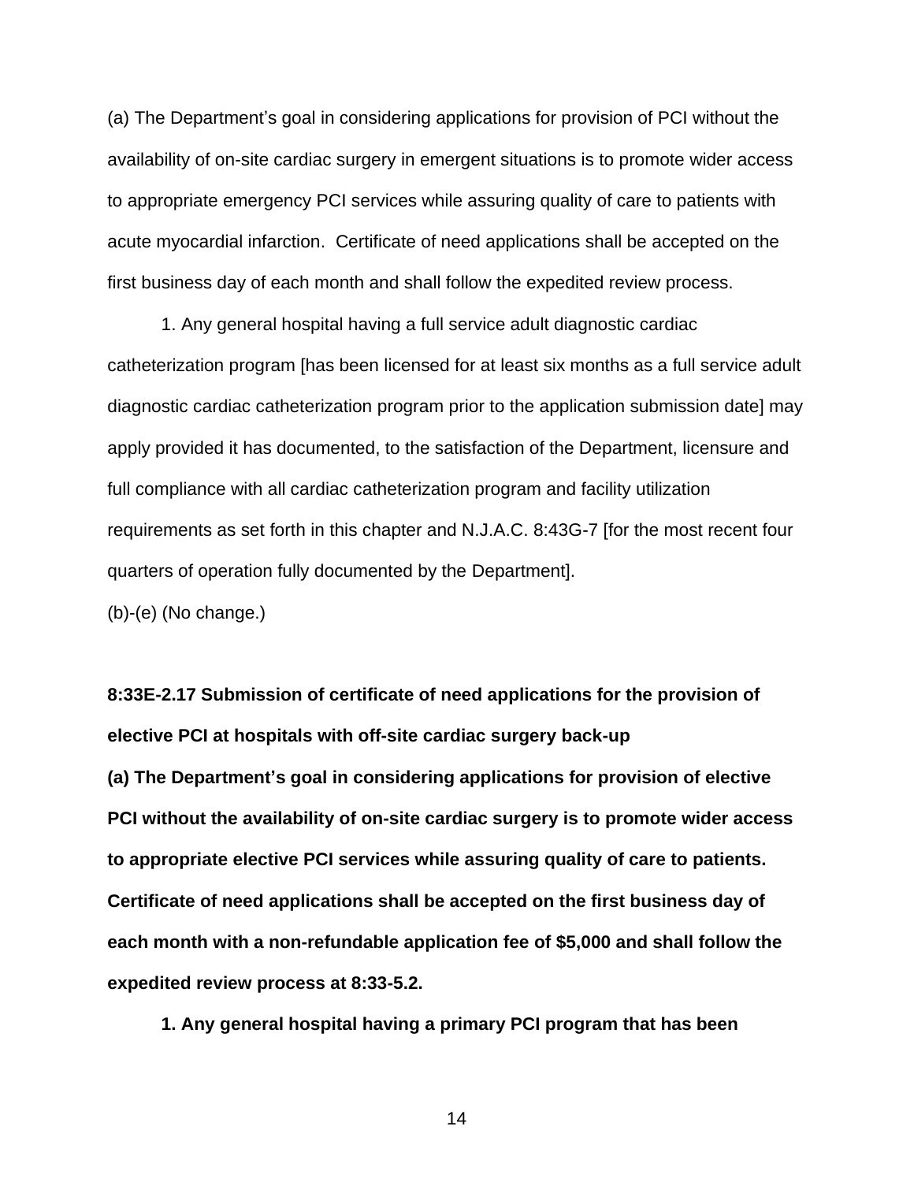(a) The Department's goal in considering applications for provision of PCI without the availability of on-site cardiac surgery in emergent situations is to promote wider access to appropriate emergency PCI services while assuring quality of care to patients with acute myocardial infarction. Certificate of need applications shall be accepted on the first business day of each month and shall follow the expedited review process.

1. Any general hospital having a full service adult diagnostic cardiac catheterization program [has been licensed for at least six months as a full service adult diagnostic cardiac catheterization program prior to the application submission date] may apply provided it has documented, to the satisfaction of the Department, licensure and full compliance with all cardiac catheterization program and facility utilization requirements as set forth in this chapter and N.J.A.C. 8:43G-7 [for the most recent four quarters of operation fully documented by the Department].

(b)-(e) (No change.)

**8:33E-2.17 Submission of certificate of need applications for the provision of elective PCI at hospitals with off-site cardiac surgery back-up**

**(a) The Department's goal in considering applications for provision of elective PCI without the availability of on-site cardiac surgery is to promote wider access to appropriate elective PCI services while assuring quality of care to patients. Certificate of need applications shall be accepted on the first business day of each month with a non-refundable application fee of $5,000 and shall follow the expedited review process at 8:33-5.2.**

**1. Any general hospital having a primary PCI program that has been**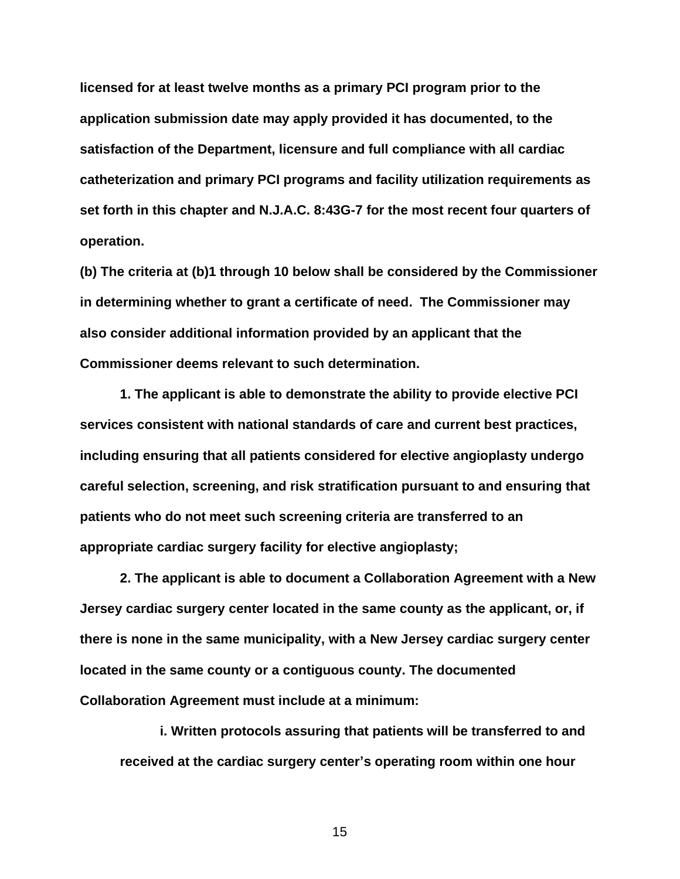**licensed for at least twelve months as a primary PCI program prior to the application submission date may apply provided it has documented, to the satisfaction of the Department, licensure and full compliance with all cardiac catheterization and primary PCI programs and facility utilization requirements as set forth in this chapter and N.J.A.C. 8:43G-7 for the most recent four quarters of operation.**

**(b) The criteria at (b)1 through 10 below shall be considered by the Commissioner in determining whether to grant a certificate of need. The Commissioner may also consider additional information provided by an applicant that the Commissioner deems relevant to such determination.**

**1. The applicant is able to demonstrate the ability to provide elective PCI services consistent with national standards of care and current best practices, including ensuring that all patients considered for elective angioplasty undergo careful selection, screening, and risk stratification pursuant to and ensuring that patients who do not meet such screening criteria are transferred to an appropriate cardiac surgery facility for elective angioplasty;**

**2. The applicant is able to document a Collaboration Agreement with a New Jersey cardiac surgery center located in the same county as the applicant, or, if there is none in the same municipality, with a New Jersey cardiac surgery center located in the same county or a contiguous county. The documented Collaboration Agreement must include at a minimum:**

**i. Written protocols assuring that patients will be transferred to and received at the cardiac surgery center's operating room within one hour**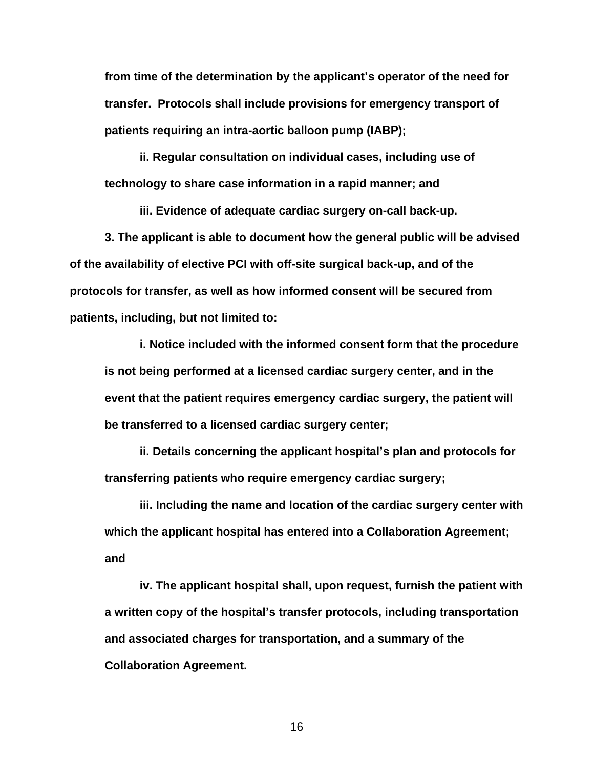**from time of the determination by the applicant's operator of the need for transfer. Protocols shall include provisions for emergency transport of patients requiring an intra-aortic balloon pump (IABP);**

**ii. Regular consultation on individual cases, including use of technology to share case information in a rapid manner; and**

**iii. Evidence of adequate cardiac surgery on-call back-up.**

**3. The applicant is able to document how the general public will be advised of the availability of elective PCI with off-site surgical back-up, and of the protocols for transfer, as well as how informed consent will be secured from patients, including, but not limited to:**

**i. Notice included with the informed consent form that the procedure is not being performed at a licensed cardiac surgery center, and in the event that the patient requires emergency cardiac surgery, the patient will be transferred to a licensed cardiac surgery center;**

**ii. Details concerning the applicant hospital's plan and protocols for transferring patients who require emergency cardiac surgery;**

**iii. Including the name and location of the cardiac surgery center with which the applicant hospital has entered into a Collaboration Agreement; and**

**iv. The applicant hospital shall, upon request, furnish the patient with a written copy of the hospital's transfer protocols, including transportation and associated charges for transportation, and a summary of the Collaboration Agreement.**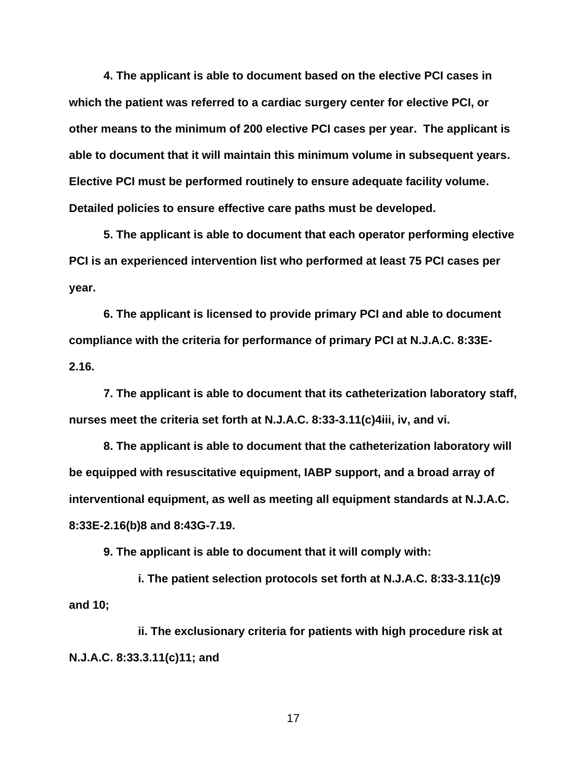**4. The applicant is able to document based on the elective PCI cases in which the patient was referred to a cardiac surgery center for elective PCI, or other means to the minimum of 200 elective PCI cases per year. The applicant is able to document that it will maintain this minimum volume in subsequent years. Elective PCI must be performed routinely to ensure adequate facility volume. Detailed policies to ensure effective care paths must be developed.**

**5. The applicant is able to document that each operator performing elective PCI is an experienced intervention list who performed at least 75 PCI cases per year.**

**6. The applicant is licensed to provide primary PCI and able to document compliance with the criteria for performance of primary PCI at N.J.A.C. 8:33E-2.16.**

**7. The applicant is able to document that its catheterization laboratory staff, nurses meet the criteria set forth at N.J.A.C. 8:33-3.11(c)4iii, iv, and vi.**

**8. The applicant is able to document that the catheterization laboratory will be equipped with resuscitative equipment, IABP support, and a broad array of interventional equipment, as well as meeting all equipment standards at N.J.A.C. 8:33E-2.16(b)8 and 8:43G-7.19.**

**9. The applicant is able to document that it will comply with:**

**i. The patient selection protocols set forth at N.J.A.C. 8:33-3.11(c)9 and 10;**

**ii. The exclusionary criteria for patients with high procedure risk at N.J.A.C. 8:33.3.11(c)11; and**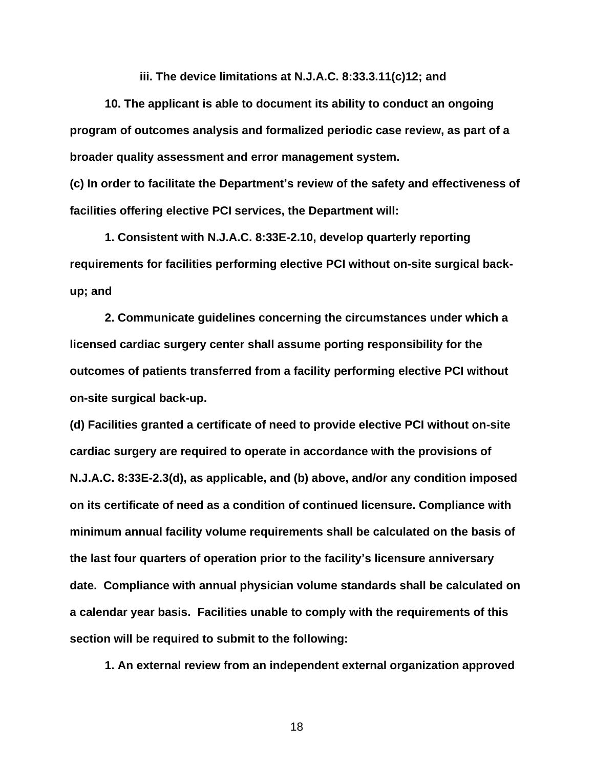**iii. The device limitations at N.J.A.C. 8:33.3.11(c)12; and**

**10. The applicant is able to document its ability to conduct an ongoing program of outcomes analysis and formalized periodic case review, as part of a broader quality assessment and error management system.**

**(c) In order to facilitate the Department's review of the safety and effectiveness of facilities offering elective PCI services, the Department will:**

**1. Consistent with N.J.A.C. 8:33E-2.10, develop quarterly reporting requirements for facilities performing elective PCI without on-site surgical back-up; and**

**2. Communicate guidelines concerning the circumstances under which a licensed cardiac surgery center shall assume porting responsibility for the outcomes of patients transferred from a facility performing elective PCI without on-site surgical back-up.**

**(d) Facilities granted a certificate of need to provide elective PCI without on-site cardiac surgery are required to operate in accordance with the provisions of N.J.A.C. 8:33E-2.3(d), as applicable, and (b) above, and/or any condition imposed on its certificate of need as a condition of continued licensure. Compliance with minimum annual facility volume requirements shall be calculated on the basis of the last four quarters of operation prior to the facility's licensure anniversary date. Compliance with annual physician volume standards shall be calculated on a calendar year basis. Facilities unable to comply with the requirements of this section will be required to submit to the following:**

**1. An external review from an independent external organization approved**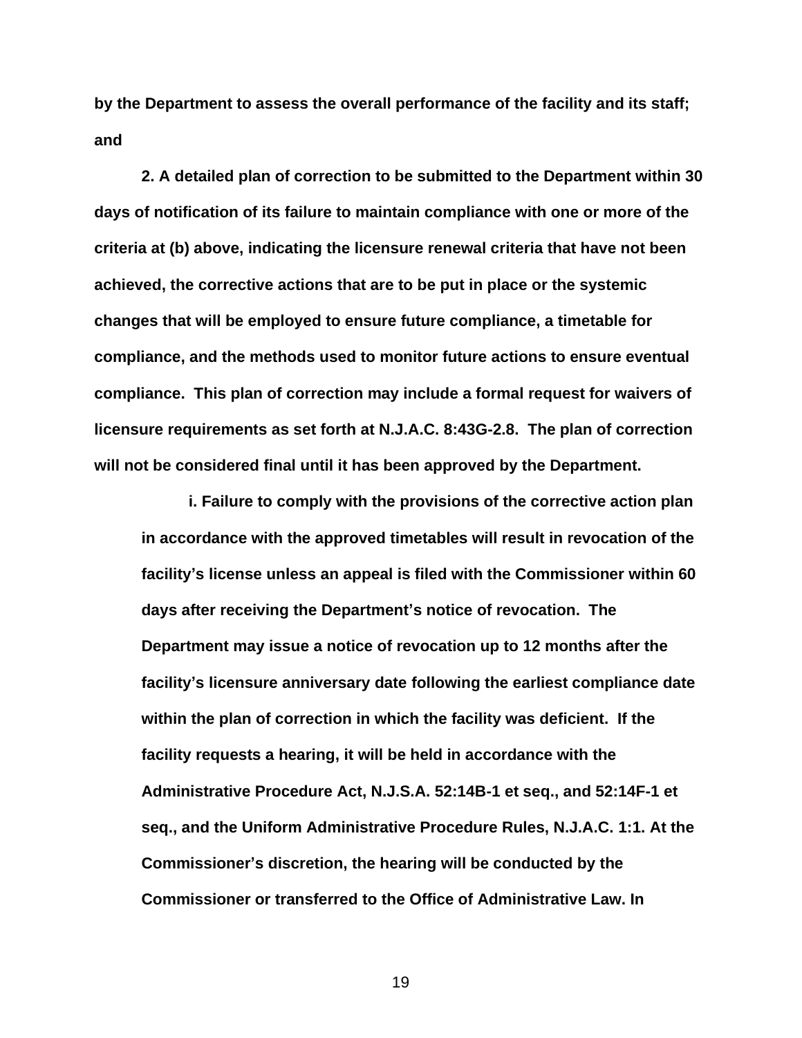**by the Department to assess the overall performance of the facility and its staff; and**

**2. A detailed plan of correction to be submitted to the Department within 30 days of notification of its failure to maintain compliance with one or more of the criteria at (b) above, indicating the licensure renewal criteria that have not been achieved, the corrective actions that are to be put in place or the systemic changes that will be employed to ensure future compliance, a timetable for compliance, and the methods used to monitor future actions to ensure eventual compliance. This plan of correction may include a formal request for waivers of licensure requirements as set forth at N.J.A.C. 8:43G-2.8. The plan of correction will not be considered final until it has been approved by the Department.**

> **i. Failure to comply with the provisions of the corrective action plan in accordance with the approved timetables will result in revocation of the facility's license unless an appeal is filed with the Commissioner within 60 days after receiving the Department's notice of revocation. The Department may issue a notice of revocation up to 12 months after the facility's licensure anniversary date following the earliest compliance date within the plan of correction in which the facility was deficient. If the facility requests a hearing, it will be held in accordance with the Administrative Procedure Act, N.J.S.A. 52:14B-1 et seq., and 52:14F-1 et seq., and the Uniform Administrative Procedure Rules, N.J.A.C. 1:1. At the Commissioner's discretion, the hearing will be conducted by the Commissioner or transferred to the Office of Administrative Law. In**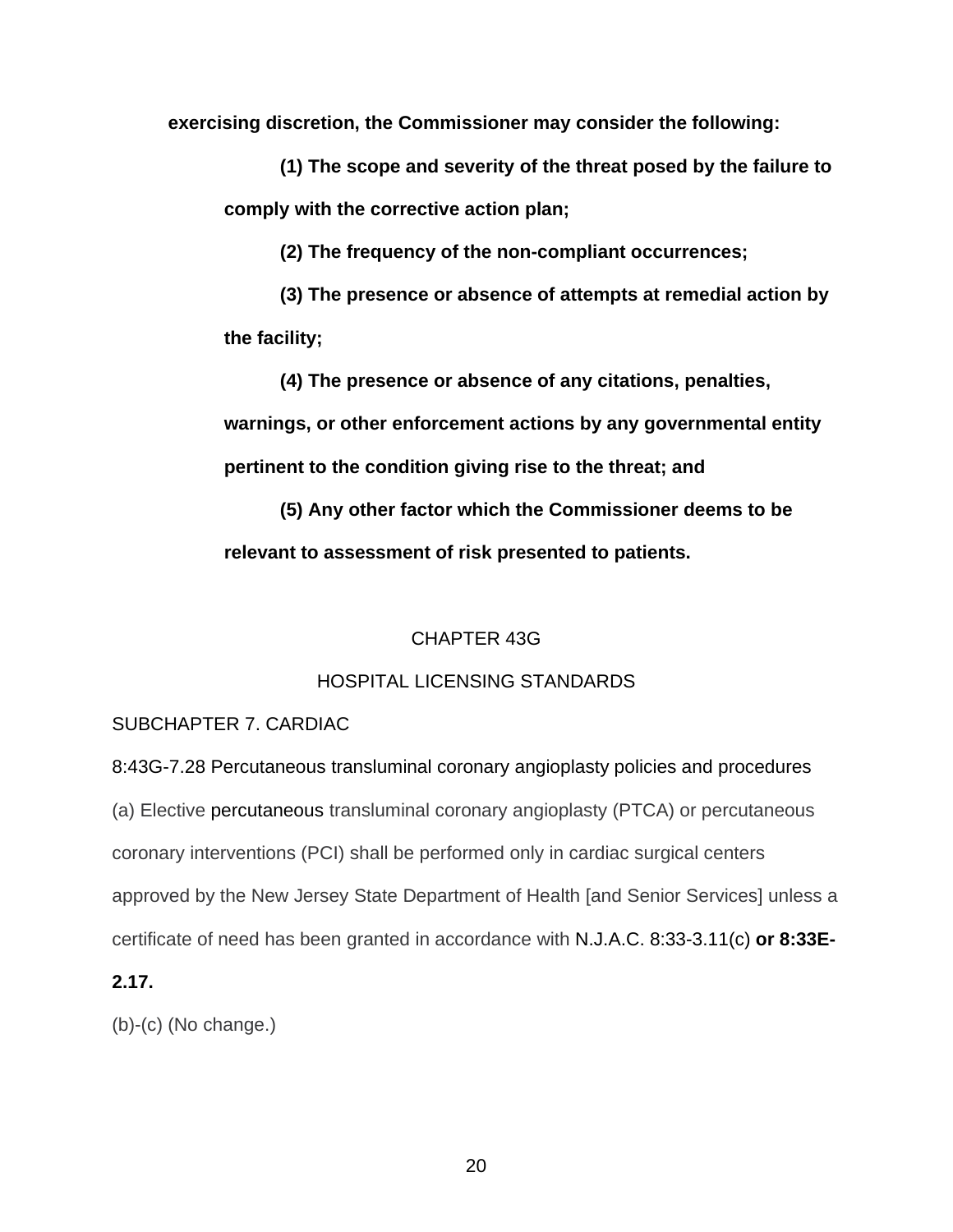**exercising discretion, the Commissioner may consider the following:**

**(1) The scope and severity of the threat posed by the failure to comply with the corrective action plan;**

**(2) The frequency of the non-compliant occurrences;**

**(3) The presence or absence of attempts at remedial action by the facility;**

**(4) The presence or absence of any citations, penalties, warnings, or other enforcement actions by any governmental entity pertinent to the condition giving rise to the threat; and**

**(5) Any other factor which the Commissioner deems to be relevant to assessment of risk presented to patients.**

CHAPTER 43G

HOSPITAL LICENSING STANDARDS

SUBCHAPTER 7. CARDIAC

8:43G-7.28 Percutaneous transluminal coronary angioplasty policies and procedures

(a) Elective percutaneous transluminal coronary angioplasty (PTCA) or percutaneous coronary interventions (PCI) shall be performed only in cardiac surgical centers approved by the New Jersey State Department of Health [and Senior Services] unless a certificate of need has been granted in accordance with N.J.A.C. 8:33-3.11(c) **or 8:33E-2.17.**

(b)-(c) (No change.)